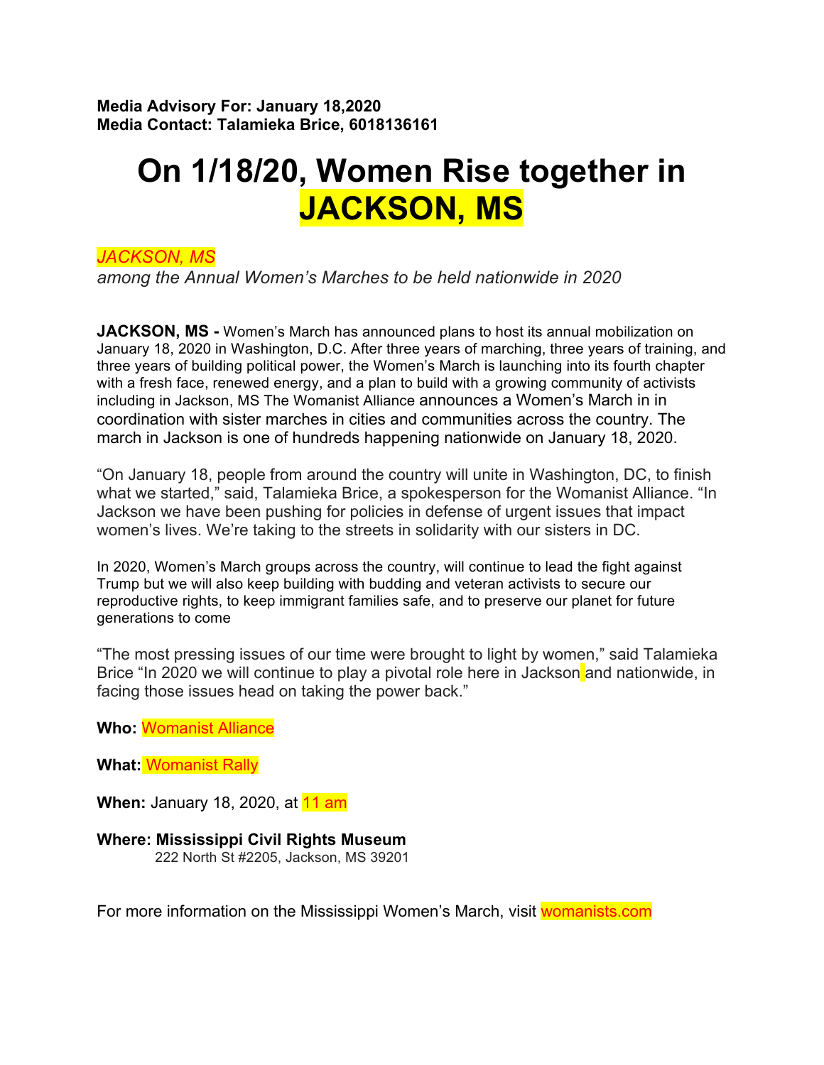**Media Advisory For: January 18,2020**
**Media Contact: Talamieka Brice, 6018136161**

# On 1/18/20, Women Rise together in JACKSON, MS

*JACKSON, MS*
*among the Annual Women's Marches to be held nationwide in 2020*

**JACKSON, MS -** Women's March has announced plans to host its annual mobilization on January 18, 2020 in Washington, D.C. After three years of marching, three years of training, and three years of building political power, the Women's March is launching into its fourth chapter with a fresh face, renewed energy, and a plan to build with a growing community of activists including in Jackson, MS The Womanist Alliance announces a Women's March in in coordination with sister marches in cities and communities across the country. The march in Jackson is one of hundreds happening nationwide on January 18, 2020.

"On January 18, people from around the country will unite in Washington, DC, to finish what we started," said, Talamieka Brice, a spokesperson for the Womanist Alliance. "In Jackson we have been pushing for policies in defense of urgent issues that impact women's lives. We're taking to the streets in solidarity with our sisters in DC.

In 2020, Women's March groups across the country, will continue to lead the fight against Trump but we will also keep building with budding and veteran activists to secure our reproductive rights, to keep immigrant families safe, and to preserve our planet for future generations to come

"The most pressing issues of our time were brought to light by women," said Talamieka Brice "In 2020 we will continue to play a pivotal role here in Jackson and nationwide, in facing those issues head on taking the power back."

**Who:** Womanist Alliance

**What:** Womanist Rally

**When:** January 18, 2020, at 11 am

**Where: Mississippi Civil Rights Museum**
222 North St #2205, Jackson, MS 39201

For more information on the Mississippi Women's March, visit womanists.com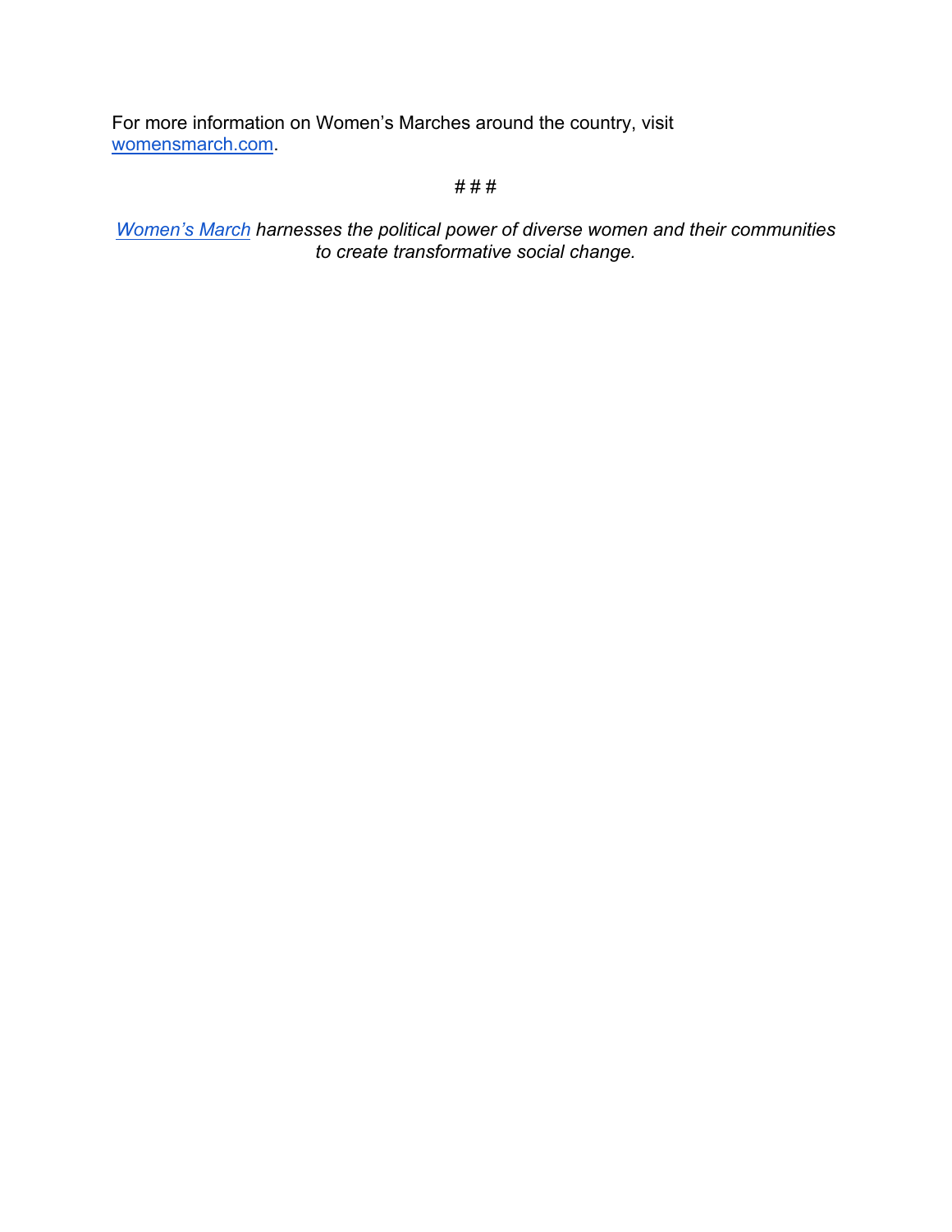For more information on Women's Marches around the country, visit [womensmarch.com](womensmarch.com).

###

*[Women's March](Women's March) harnesses the political power of diverse women and their communities to create transformative social change.*